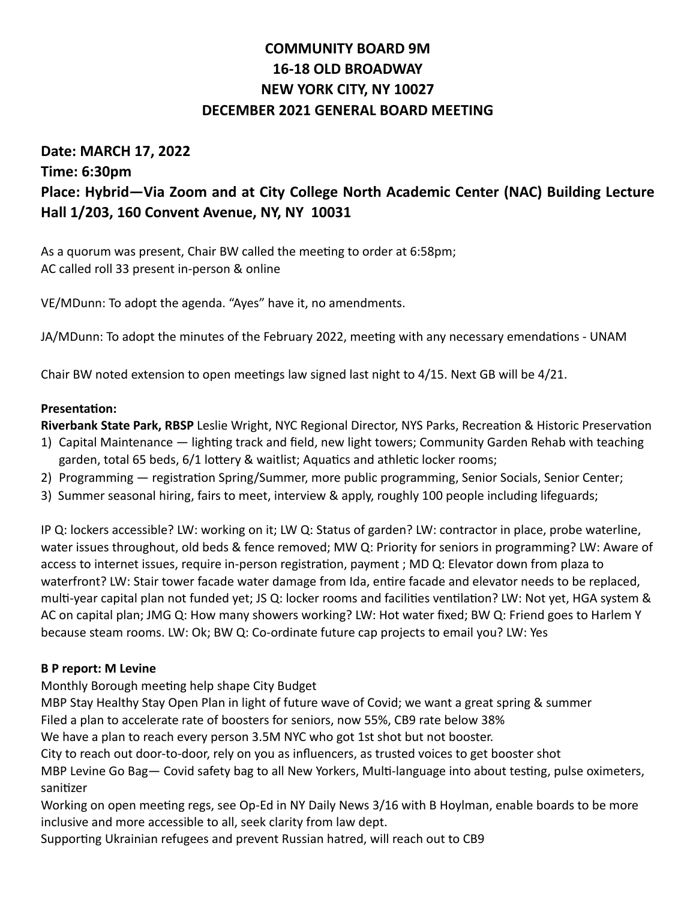# COMMUNITY BOARD 9M
# 16-18 OLD BROADWAY
# NEW YORK CITY, NY 10027
# DECEMBER 2021 GENERAL BOARD MEETING

## Date: MARCH 17, 2022
## Time: 6:30pm
## Place: Hybrid—Via Zoom and at City College North Academic Center (NAC) Building Lecture Hall 1/203, 160 Convent Avenue, NY, NY 10031

As a quorum was present, Chair BW called the meeting to order at 6:58pm;
AC called roll 33 present in-person & online

VE/MDunn: To adopt the agenda. "Ayes" have it, no amendments.

JA/MDunn: To adopt the minutes of the February 2022, meeting with any necessary emendations - UNAM

Chair BW noted extension to open meetings law signed last night to 4/15. Next GB will be 4/21.

**Presentation:**

**Riverbank State Park, RBSP** Leslie Wright, NYC Regional Director, NYS Parks, Recreation & Historic Preservation

1) Capital Maintenance — lighting track and field, new light towers; Community Garden Rehab with teaching garden, total 65 beds, 6/1 lottery & waitlist; Aquatics and athletic locker rooms;
2) Programming — registration Spring/Summer, more public programming, Senior Socials, Senior Center;
3) Summer seasonal hiring, fairs to meet, interview & apply, roughly 100 people including lifeguards;

IP Q: lockers accessible? LW: working on it; LW Q: Status of garden? LW: contractor in place, probe waterline, water issues throughout, old beds & fence removed; MW Q: Priority for seniors in programming? LW: Aware of access to internet issues, require in-person registration, payment ; MD Q: Elevator down from plaza to waterfront? LW: Stair tower facade water damage from Ida, entire facade and elevator needs to be replaced, multi-year capital plan not funded yet; JS Q: locker rooms and facilities ventilation? LW: Not yet, HGA system & AC on capital plan; JMG Q: How many showers working? LW: Hot water fixed; BW Q: Friend goes to Harlem Y because steam rooms. LW: Ok; BW Q: Co-ordinate future cap projects to email you? LW: Yes

**B P report: M Levine**

Monthly Borough meeting help shape City Budget

MBP Stay Healthy Stay Open Plan in light of future wave of Covid; we want a great spring & summer

Filed a plan to accelerate rate of boosters for seniors, now 55%, CB9 rate below 38%

We have a plan to reach every person 3.5M NYC who got 1st shot but not booster.

City to reach out door-to-door, rely on you as influencers, as trusted voices to get booster shot

MBP Levine Go Bag— Covid safety bag to all New Yorkers, Multi-language into about testing, pulse oximeters, sanitizer

Working on open meeting regs, see Op-Ed in NY Daily News 3/16 with B Hoylman, enable boards to be more inclusive and more accessible to all, seek clarity from law dept.

Supporting Ukrainian refugees and prevent Russian hatred, will reach out to CB9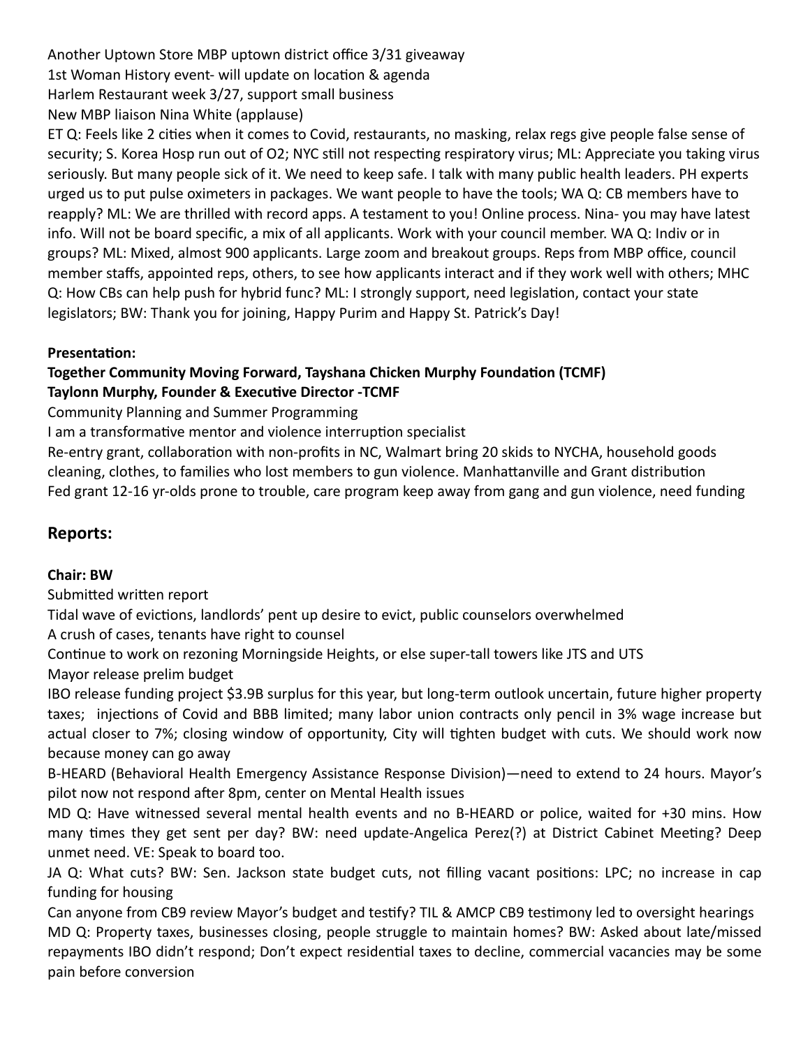Another Uptown Store MBP uptown district office 3/31 giveaway
1st Woman History event- will update on location & agenda
Harlem Restaurant week 3/27, support small business
New MBP liaison Nina White (applause)
ET Q: Feels like 2 cities when it comes to Covid, restaurants, no masking, relax regs give people false sense of security; S. Korea Hosp run out of O2; NYC still not respecting respiratory virus; ML: Appreciate you taking virus seriously. But many people sick of it. We need to keep safe. I talk with many public health leaders. PH experts urged us to put pulse oximeters in packages. We want people to have the tools; WA Q: CB members have to reapply? ML: We are thrilled with record apps. A testament to you! Online process. Nina- you may have latest info. Will not be board specific, a mix of all applicants. Work with your council member. WA Q: Indiv or in groups? ML: Mixed, almost 900 applicants. Large zoom and breakout groups. Reps from MBP office, council member staffs, appointed reps, others, to see how applicants interact and if they work well with others; MHC Q: How CBs can help push for hybrid func? ML: I strongly support, need legislation, contact your state legislators; BW: Thank you for joining, Happy Purim and Happy St. Patrick's Day!

**Presentation:**

**Together Community Moving Forward, Tayshana Chicken Murphy Foundation (TCMF)**
**Taylonn Murphy, Founder & Executive Director -TCMF**

Community Planning and Summer Programming
I am a transformative mentor and violence interruption specialist
Re-entry grant, collaboration with non-profits in NC, Walmart bring 20 skids to NYCHA, household goods cleaning, clothes, to families who lost members to gun violence. Manhattanville and Grant distribution
Fed grant 12-16 yr-olds prone to trouble, care program keep away from gang and gun violence, need funding

## Reports:

**Chair: BW**

Submitted written report
Tidal wave of evictions, landlords' pent up desire to evict, public counselors overwhelmed
A crush of cases, tenants have right to counsel
Continue to work on rezoning Morningside Heights, or else super-tall towers like JTS and UTS
Mayor release prelim budget
IBO release funding project \$3.9B surplus for this year, but long-term outlook uncertain, future higher property taxes; injections of Covid and BBB limited; many labor union contracts only pencil in 3% wage increase but actual closer to 7%; closing window of opportunity, City will tighten budget with cuts. We should work now because money can go away
B-HEARD (Behavioral Health Emergency Assistance Response Division)—need to extend to 24 hours. Mayor's pilot now not respond after 8pm, center on Mental Health issues
MD Q: Have witnessed several mental health events and no B-HEARD or police, waited for +30 mins. How many times they get sent per day? BW: need update-Angelica Perez(?) at District Cabinet Meeting? Deep unmet need. VE: Speak to board too.
JA Q: What cuts? BW: Sen. Jackson state budget cuts, not filling vacant positions: LPC; no increase in cap funding for housing
Can anyone from CB9 review Mayor's budget and testify? TIL & AMCP CB9 testimony led to oversight hearings
MD Q: Property taxes, businesses closing, people struggle to maintain homes? BW: Asked about late/missed repayments IBO didn't respond; Don't expect residential taxes to decline, commercial vacancies may be some pain before conversion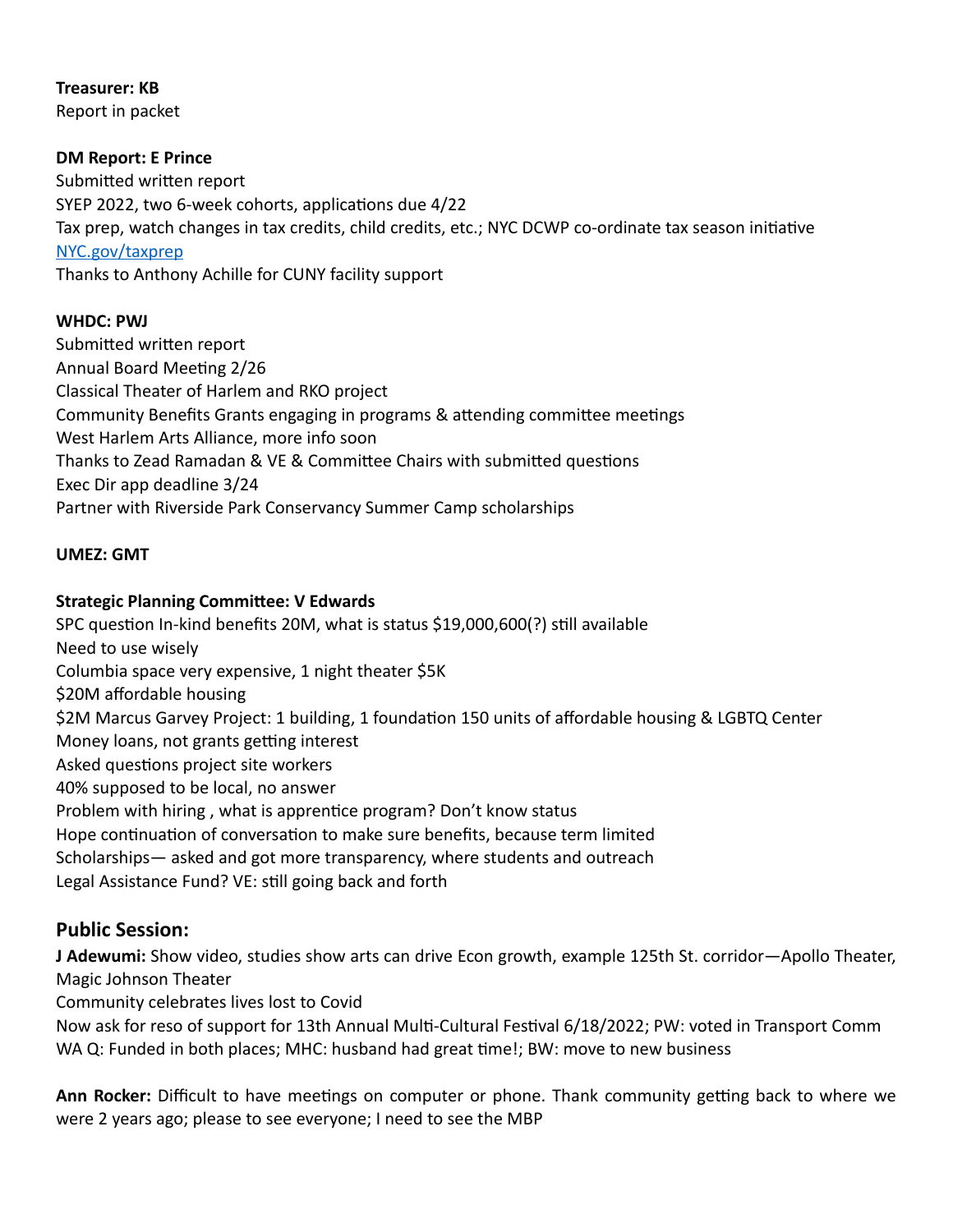**Treasurer: KB**
Report in packet

**DM Report: E Prince**
Submitted written report
SYEP 2022, two 6-week cohorts, applications due 4/22
Tax prep, watch changes in tax credits, child credits, etc.; NYC DCWP co-ordinate tax season initiative
NYC.gov/taxprep
Thanks to Anthony Achille for CUNY facility support

**WHDC: PWJ**
Submitted written report
Annual Board Meeting 2/26
Classical Theater of Harlem and RKO project
Community Benefits Grants engaging in programs & attending committee meetings
West Harlem Arts Alliance, more info soon
Thanks to Zead Ramadan & VE & Committee Chairs with submitted questions
Exec Dir app deadline 3/24
Partner with Riverside Park Conservancy Summer Camp scholarships

**UMEZ: GMT**

**Strategic Planning Committee: V Edwards**
SPC question In-kind benefits 20M, what is status $19,000,600(?) still available
Need to use wisely
Columbia space very expensive, 1 night theater $5K
$20M affordable housing
$2M Marcus Garvey Project: 1 building, 1 foundation 150 units of affordable housing & LGBTQ Center
Money loans, not grants getting interest
Asked questions project site workers
40% supposed to be local, no answer
Problem with hiring , what is apprentice program? Don't know status
Hope continuation of conversation to make sure benefits, because term limited
Scholarships— asked and got more transparency, where students and outreach
Legal Assistance Fund? VE: still going back and forth

## Public Session:

**J Adewumi:** Show video, studies show arts can drive Econ growth, example 125th St. corridor—Apollo Theater, Magic Johnson Theater
Community celebrates lives lost to Covid
Now ask for reso of support for 13th Annual Multi-Cultural Festival 6/18/2022; PW: voted in Transport Comm
WA Q: Funded in both places; MHC: husband had great time!; BW: move to new business

**Ann Rocker:** Difficult to have meetings on computer or phone. Thank community getting back to where we were 2 years ago; please to see everyone; I need to see the MBP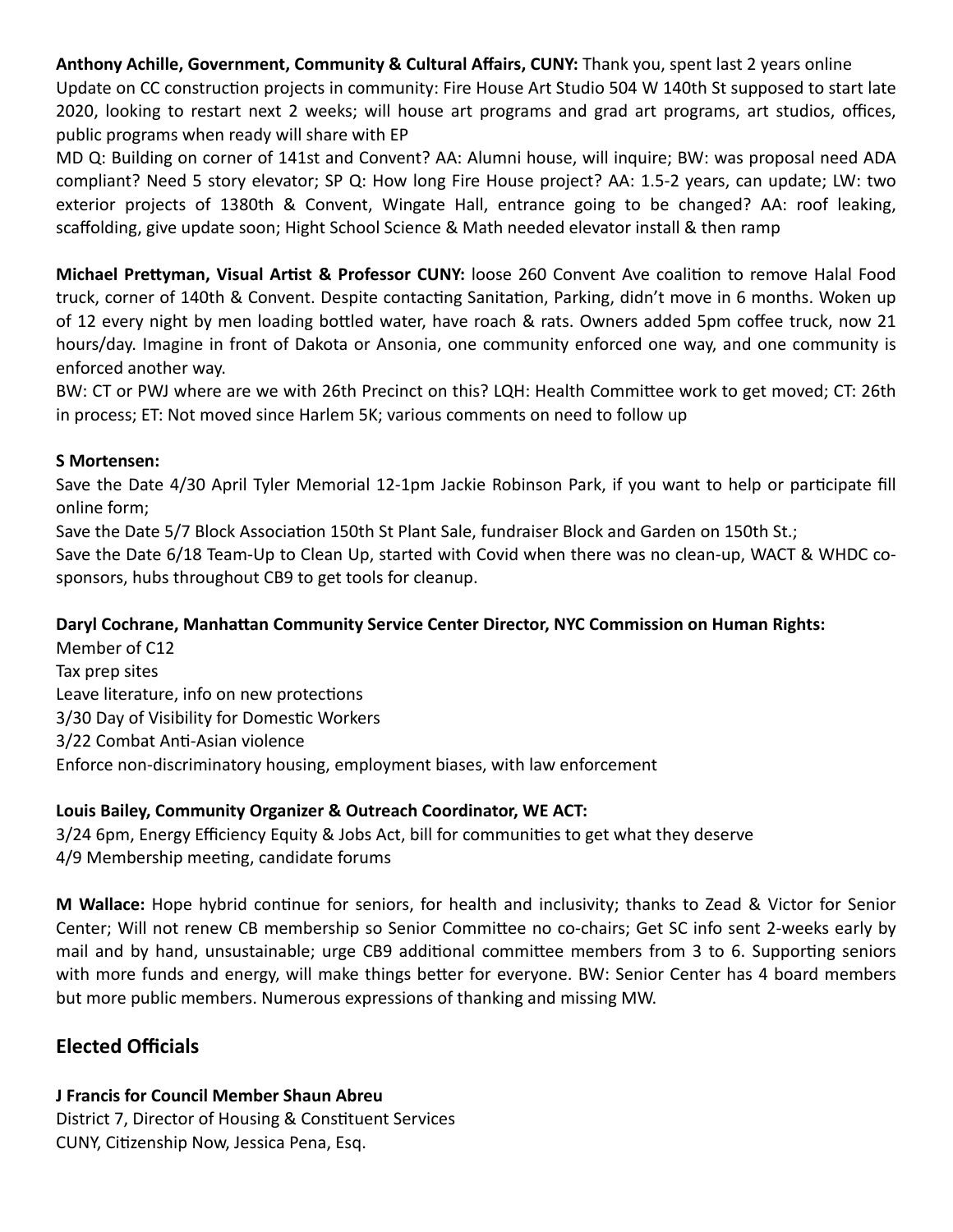**Anthony Achille, Government, Community & Cultural Affairs, CUNY:** Thank you, spent last 2 years online
Update on CC construction projects in community: Fire House Art Studio 504 W 140th St supposed to start late 2020, looking to restart next 2 weeks; will house art programs and grad art programs, art studios, offices, public programs when ready will share with EP
MD Q: Building on corner of 141st and Convent? AA: Alumni house, will inquire; BW: was proposal need ADA compliant? Need 5 story elevator; SP Q: How long Fire House project? AA: 1.5-2 years, can update; LW: two exterior projects of 1380th & Convent, Wingate Hall, entrance going to be changed? AA: roof leaking, scaffolding, give update soon; Hight School Science & Math needed elevator install & then ramp

**Michael Prettyman, Visual Artist & Professor CUNY:** loose 260 Convent Ave coalition to remove Halal Food truck, corner of 140th & Convent. Despite contacting Sanitation, Parking, didn't move in 6 months. Woken up of 12 every night by men loading bottled water, have roach & rats. Owners added 5pm coffee truck, now 21 hours/day. Imagine in front of Dakota or Ansonia, one community enforced one way, and one community is enforced another way.
BW: CT or PWJ where are we with 26th Precinct on this? LQH: Health Committee work to get moved; CT: 26th in process; ET: Not moved since Harlem 5K; various comments on need to follow up

**S Mortensen:**
Save the Date 4/30 April Tyler Memorial 12-1pm Jackie Robinson Park, if you want to help or participate fill online form;
Save the Date 5/7 Block Association 150th St Plant Sale, fundraiser Block and Garden on 150th St.;
Save the Date 6/18 Team-Up to Clean Up, started with Covid when there was no clean-up, WACT & WHDC co-sponsors, hubs throughout CB9 to get tools for cleanup.

**Daryl Cochrane, Manhattan Community Service Center Director, NYC Commission on Human Rights:**
Member of C12
Tax prep sites
Leave literature, info on new protections
3/30 Day of Visibility for Domestic Workers
3/22 Combat Anti-Asian violence
Enforce non-discriminatory housing, employment biases, with law enforcement

**Louis Bailey, Community Organizer & Outreach Coordinator, WE ACT:**
3/24 6pm, Energy Efficiency Equity & Jobs Act, bill for communities to get what they deserve
4/9 Membership meeting, candidate forums

**M Wallace:** Hope hybrid continue for seniors, for health and inclusivity; thanks to Zead & Victor for Senior Center; Will not renew CB membership so Senior Committee no co-chairs; Get SC info sent 2-weeks early by mail and by hand, unsustainable; urge CB9 additional committee members from 3 to 6. Supporting seniors with more funds and energy, will make things better for everyone. BW: Senior Center has 4 board members but more public members. Numerous expressions of thanking and missing MW.

## Elected Officials

**J Francis for Council Member Shaun Abreu**
District 7, Director of Housing & Constituent Services
CUNY, Citizenship Now, Jessica Pena, Esq.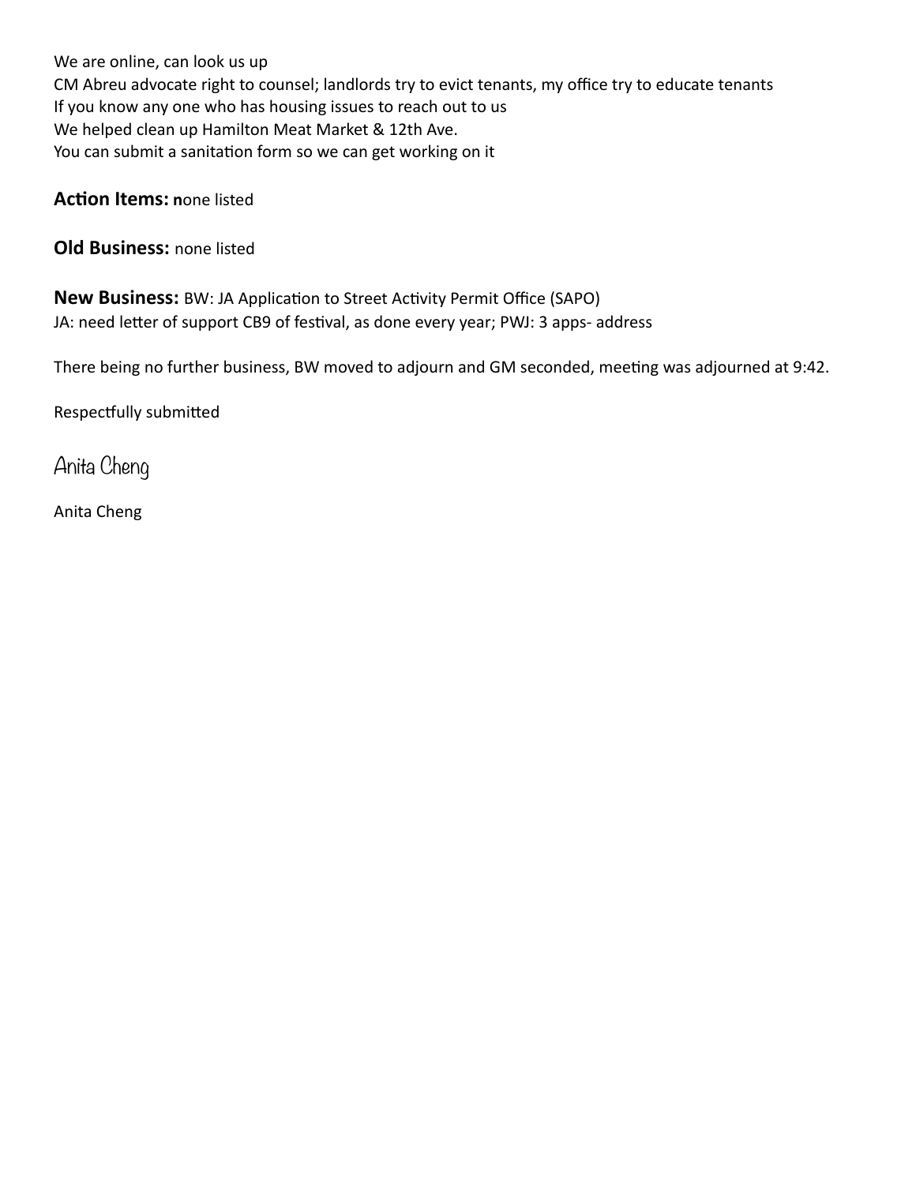We are online, can look us up
CM Abreu advocate right to counsel; landlords try to evict tenants, my office try to educate tenants
If you know any one who has housing issues to reach out to us
We helped clean up Hamilton Meat Market & 12th Ave.
You can submit a sanitation form so we can get working on it

**Action Items: n**one listed

**Old Business:** none listed

**New Business:** BW: JA Application to Street Activity Permit Office (SAPO)
JA: need letter of support CB9 of festival, as done every year; PWJ: 3 apps- address

There being no further business, BW moved to adjourn and GM seconded, meeting was adjourned at 9:42.

Respectfully submitted

Anita Cheng

Anita Cheng